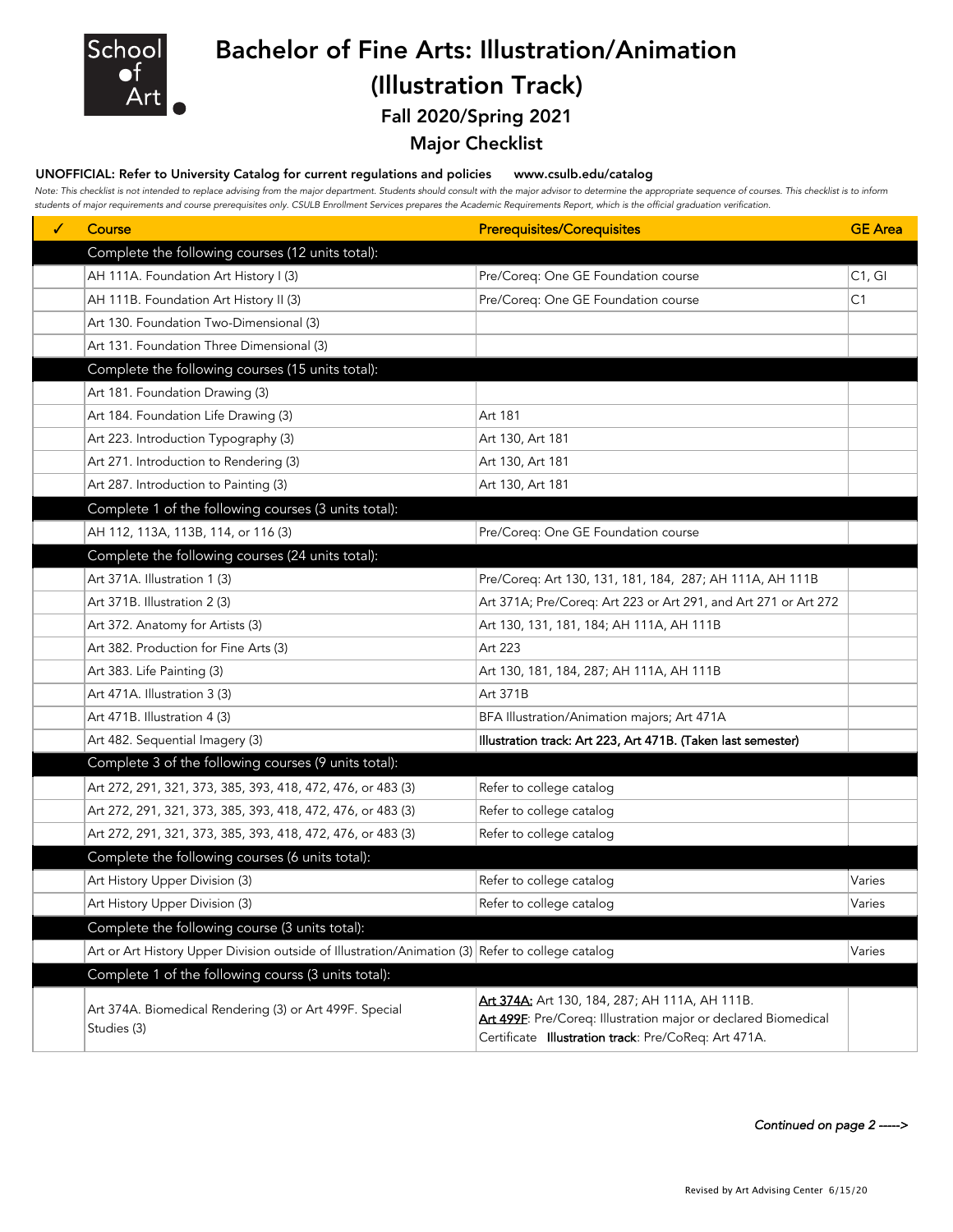School of Art

# Bachelor of Fine Arts: Illustration/Animation (Illustration Track)

## Fall 2020/Spring 2021

## Major Checklist

**UNOFFICIAL: Refer to University Catalog for current regulations and policies www.csulb.edu/catalog**

*Note: This checklist is not intended to replace advising from the major department. Students should consult with the major advisor to determine the appropriate sequence of courses. This checklist is to inform students of major requirements and course prerequisites only. CSULB Enrollment Services prepares the Academic Requirements Report, which is the official graduation verification.*

| ✓ | Course | Prerequisites/Corequisites | GE Area |
|---|---|---|---|
| | **Complete the following courses (12 units total):** | | |
| | AH 111A. Foundation Art History I (3) | Pre/Coreq: One GE Foundation course | C1, GI |
| | AH 111B. Foundation Art History II (3) | Pre/Coreq: One GE Foundation course | C1 |
| | Art 130. Foundation Two-Dimensional (3) | | |
| | Art 131. Foundation Three Dimensional (3) | | |
| | **Complete the following courses (15 units total):** | | |
| | Art 181. Foundation Drawing (3) | | |
| | Art 184. Foundation Life Drawing (3) | Art 181 | |
| | Art 223. Introduction Typography (3) | Art 130, Art 181 | |
| | Art 271. Introduction to Rendering (3) | Art 130, Art 181 | |
| | Art 287. Introduction to Painting (3) | Art 130, Art 181 | |
| | **Complete 1 of the following courses (3 units total):** | | |
| | AH 112, 113A, 113B, 114, or 116 (3) | Pre/Coreq: One GE Foundation course | |
| | **Complete the following courses (24 units total):** | | |
| | Art 371A. Illustration 1 (3) | Pre/Coreq: Art 130, 131, 181, 184, 287; AH 111A, AH 111B | |
| | Art 371B. Illustration 2 (3) | Art 371A; Pre/Coreq: Art 223 or Art 291, and Art 271 or Art 272 | |
| | Art 372. Anatomy for Artists (3) | Art 130, 131, 181, 184; AH 111A, AH 111B | |
| | Art 382. Production for Fine Arts (3) | Art 223 | |
| | Art 383. Life Painting (3) | Art 130, 181, 184, 287; AH 111A, AH 111B | |
| | Art 471A. Illustration 3 (3) | Art 371B | |
| | Art 471B. Illustration 4 (3) | BFA Illustration/Animation majors; Art 471A | |
| | Art 482. Sequential Imagery (3) | **Illustration track: Art 223, Art 471B. (Taken last semester)** | |
| | **Complete 3 of the following courses (9 units total):** | | |
| | Art 272, 291, 321, 373, 385, 393, 418, 472, 476, or 483 (3) | Refer to college catalog | |
| | Art 272, 291, 321, 373, 385, 393, 418, 472, 476, or 483 (3) | Refer to college catalog | |
| | Art 272, 291, 321, 373, 385, 393, 418, 472, 476, or 483 (3) | Refer to college catalog | |
| | **Complete the following courses (6 units total):** | | |
| | Art History Upper Division (3) | Refer to college catalog | Varies |
| | Art History Upper Division (3) | Refer to college catalog | Varies |
| | **Complete the following course (3 units total):** | | |
| | Art or Art History Upper Division outside of Illustration/Animation (3) | Refer to college catalog | Varies |
| | **Complete 1 of the following courss (3 units total):** | | |
| | Art 374A. Biomedical Rendering (3) or Art 499F. Special Studies (3) | Art 374A: Art 130, 184, 287; AH 111A, AH 111B. Art 499F: Pre/Coreq: Illustration major or declared Biomedical Certificate **Illustration track**: Pre/CoReq: Art 471A. | |

*Continued on page 2 ----->*

Revised by Art Advising Center 6/15/20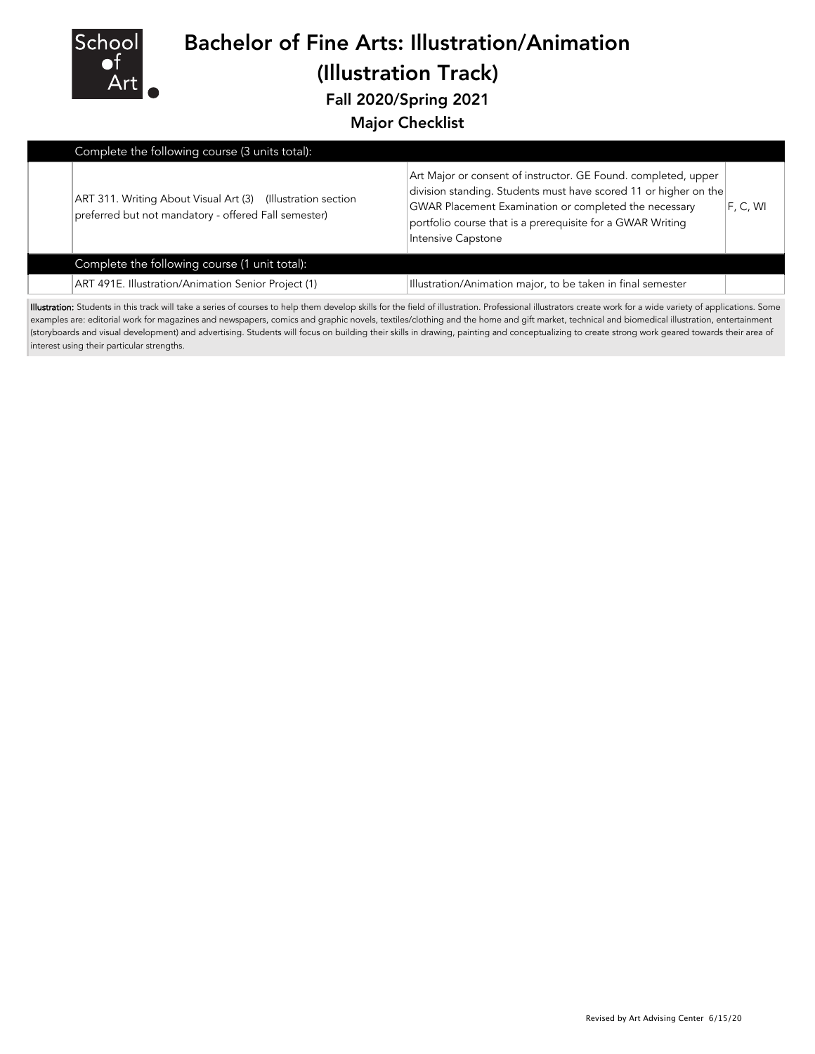# Bachelor of Fine Arts: Illustration/Animation

## (Illustration Track)

### Fall 2020/Spring 2021

### Major Checklist

| | | | |
|---|---|---|---|
| | **Complete the following course (3 units total):** | | |
| | ART 311. Writing About Visual Art (3) (Illustration section preferred but not mandatory - offered Fall semester) | Art Major or consent of instructor. GE Found. completed, upper division standing. Students must have scored 11 or higher on the GWAR Placement Examination or completed the necessary portfolio course that is a prerequisite for a GWAR Writing Intensive Capstone | F, C, WI |
| | **Complete the following course (1 unit total):** | | |
| | ART 491E. Illustration/Animation Senior Project (1) | Illustration/Animation major, to be taken in final semester | |

**Illustration:** Students in this track will take a series of courses to help them develop skills for the field of illustration. Professional illustrators create work for a wide variety of applications. Some examples are: editorial work for magazines and newspapers, comics and graphic novels, textiles/clothing and the home and gift market, technical and biomedical illustration, entertainment (storyboards and visual development) and advertising. Students will focus on building their skills in drawing, painting and conceptualizing to create strong work geared towards their area of interest using their particular strengths.

Revised by Art Advising Center 6/15/20